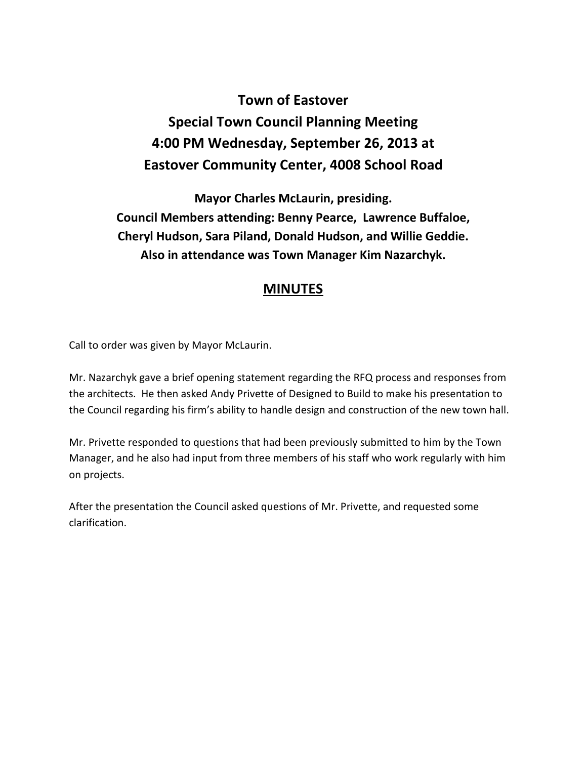# Town of Eastover
## Special Town Council Planning Meeting
## 4:00 PM Wednesday, September 26, 2013 at
## Eastover Community Center, 4008 School Road

**Mayor Charles McLaurin, presiding.**
**Council Members attending: Benny Pearce, Lawrence Buffaloe, Cheryl Hudson, Sara Piland, Donald Hudson, and Willie Geddie.**
**Also in attendance was Town Manager Kim Nazarchyk.**

## MINUTES

Call to order was given by Mayor McLaurin.

Mr. Nazarchyk gave a brief opening statement regarding the RFQ process and responses from the architects. He then asked Andy Privette of Designed to Build to make his presentation to the Council regarding his firm's ability to handle design and construction of the new town hall.

Mr. Privette responded to questions that had been previously submitted to him by the Town Manager, and he also had input from three members of his staff who work regularly with him on projects.

After the presentation the Council asked questions of Mr. Privette, and requested some clarification.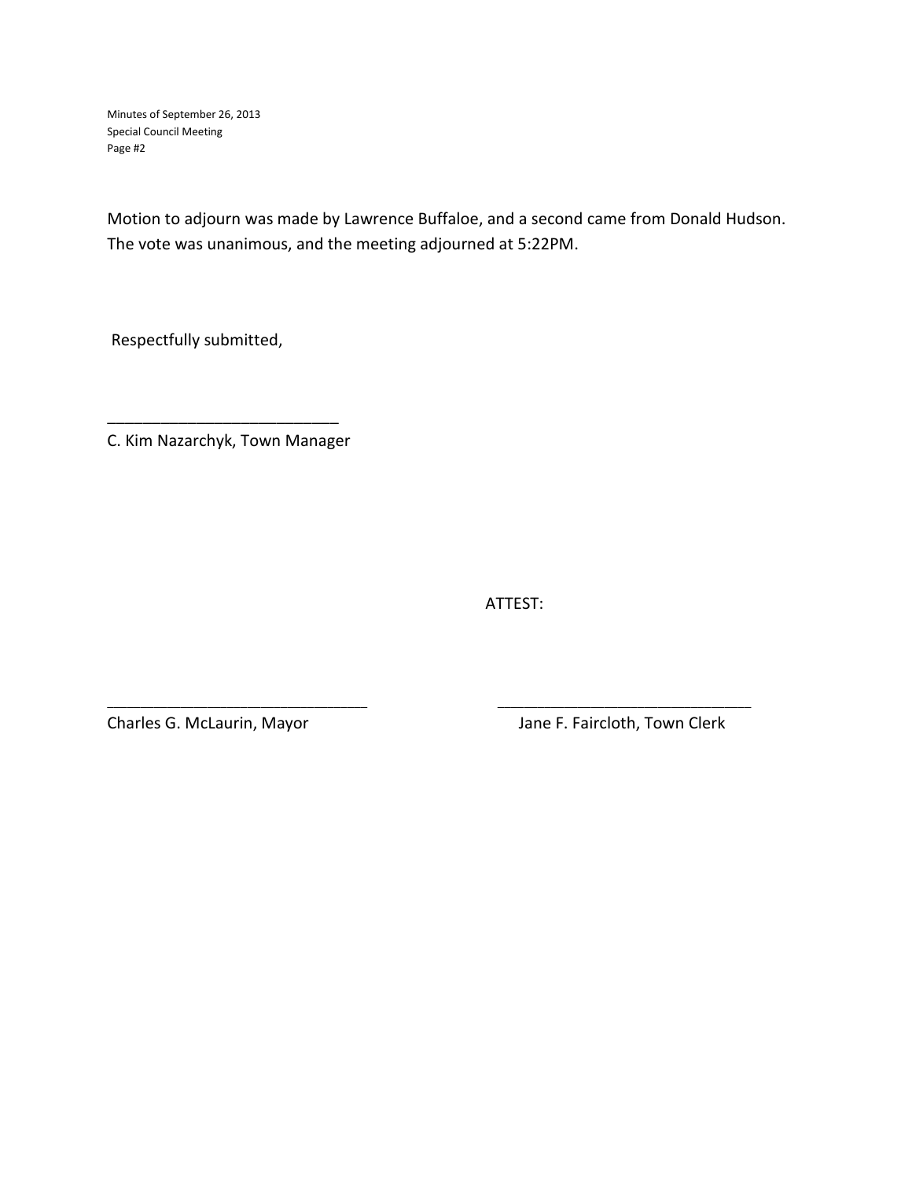Motion to adjourn was made by Lawrence Buffaloe, and a second came from Donald Hudson. The vote was unanimous, and the meeting adjourned at 5:22PM.

Respectfully submitted,

_________________________
C. Kim Nazarchyk, Town Manager

ATTEST:

______________________________
Charles G. McLaurin, Mayor

______________________________
Jane F. Faircloth, Town Clerk